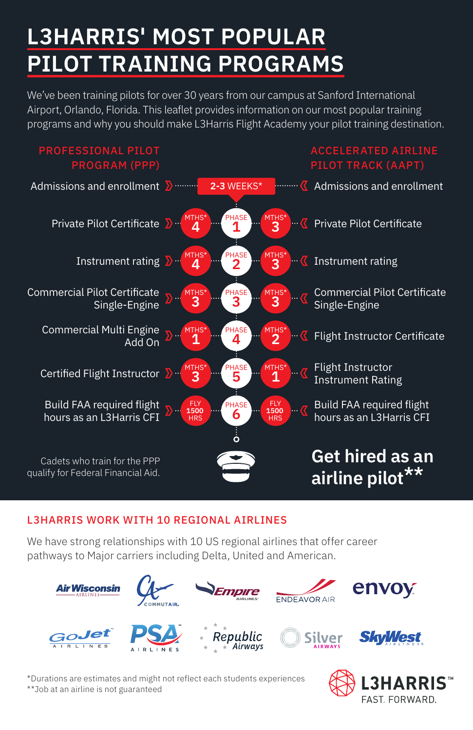# L3HARRIS' MOST POPULAR PILOT TRAINING PROGRAMS

We've been training pilots for over 30 years from our campus at Sanford International Airport, Orlando, Florida. This leaflet provides information on our most popular training programs and why you should make L3Harris Flight Academy your pilot training destination.

| PROFESSIONAL PILOT PROGRAM (PPP) | Duration | Phase | Duration | ACCELERATED AIRLINE PILOT TRACK (AAPT) |
|---|---|---|---|---|
| Admissions and enrollment | 2-3 WEEKS* | | 2-3 WEEKS* | Admissions and enrollment |
| Private Pilot Certificate | MTHS* 4 | PHASE 1 | MTHS* 3 | Private Pilot Certificate |
| Instrument rating | MTHS* 4 | PHASE 2 | MTHS* 3 | Instrument rating |
| Commercial Pilot Certificate Single-Engine | MTHS* 3 | PHASE 3 | MTHS* 3 | Commercial Pilot Certificate Single-Engine |
| Commercial Multi Engine Add On | MTHS* 1 | PHASE 4 | MTHS* 2 | Flight Instructor Certificate |
| Certified Flight Instructor | MTHS* 3 | PHASE 5 | MTHS* 1 | Flight Instructor Instrument Rating |
| Build FAA required flight hours as an L3Harris CFI | FLY 1500 HRS | PHASE 6 | FLY 1500 HRS | Build FAA required flight hours as an L3Harris CFI |

Cadets who train for the PPP qualify for Federal Financial Aid.

**Get hired as an airline pilot****

## L3HARRIS WORK WITH 10 REGIONAL AIRLINES

We have strong relationships with 10 US regional airlines that offer career pathways to Major carriers including Delta, United and American.

Air Wisconsin Airlines, CommutAir, Empire Airlines, Endeavor Air, envoy, GoJet Airlines, PSA Airlines, Republic Airways, Silver Airways, SkyWest Airlines

*Durations are estimates and might not reflect each students experiences
**Job at an airline is not guaranteed

L3HARRIS™ FAST. FORWARD.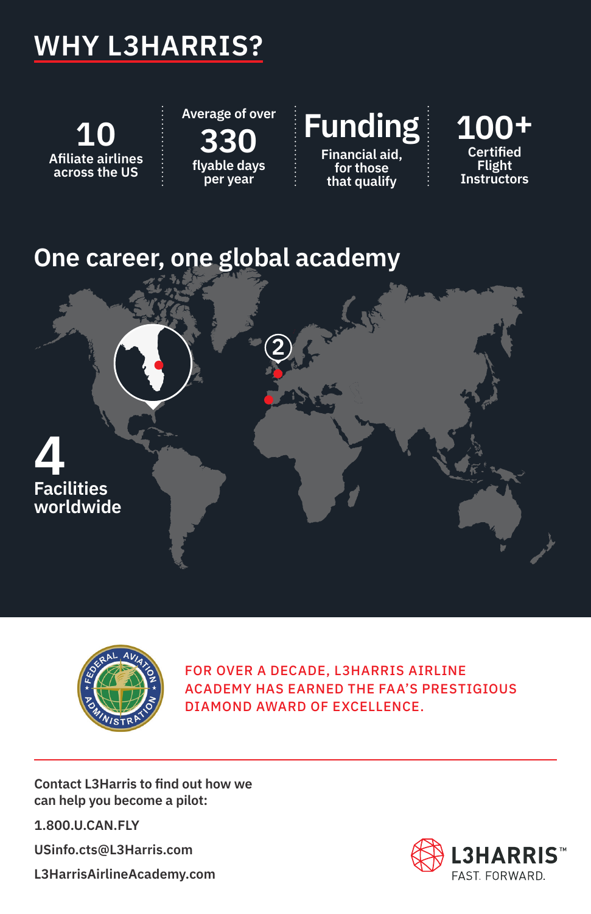# WHY L3HARRIS?

**10**
Afiliate airlines across the US

Average of over
**330**
flyable days per year

**Funding**
Financial aid, for those that qualify

**100+**
Certified Flight Instructors

## One career, one global academy

2

**4**
**Facilities worldwide**

FOR OVER A DECADE, L3HARRIS AIRLINE ACADEMY HAS EARNED THE FAA'S PRESTIGIOUS DIAMOND AWARD OF EXCELLENCE.

**Contact L3Harris to find out how we can help you become a pilot:**

**1.800.U.CAN.FLY**

**USinfo.cts@L3Harris.com**

**L3HarrisAirlineAcademy.com**

L3HARRIS™
FAST. FORWARD.